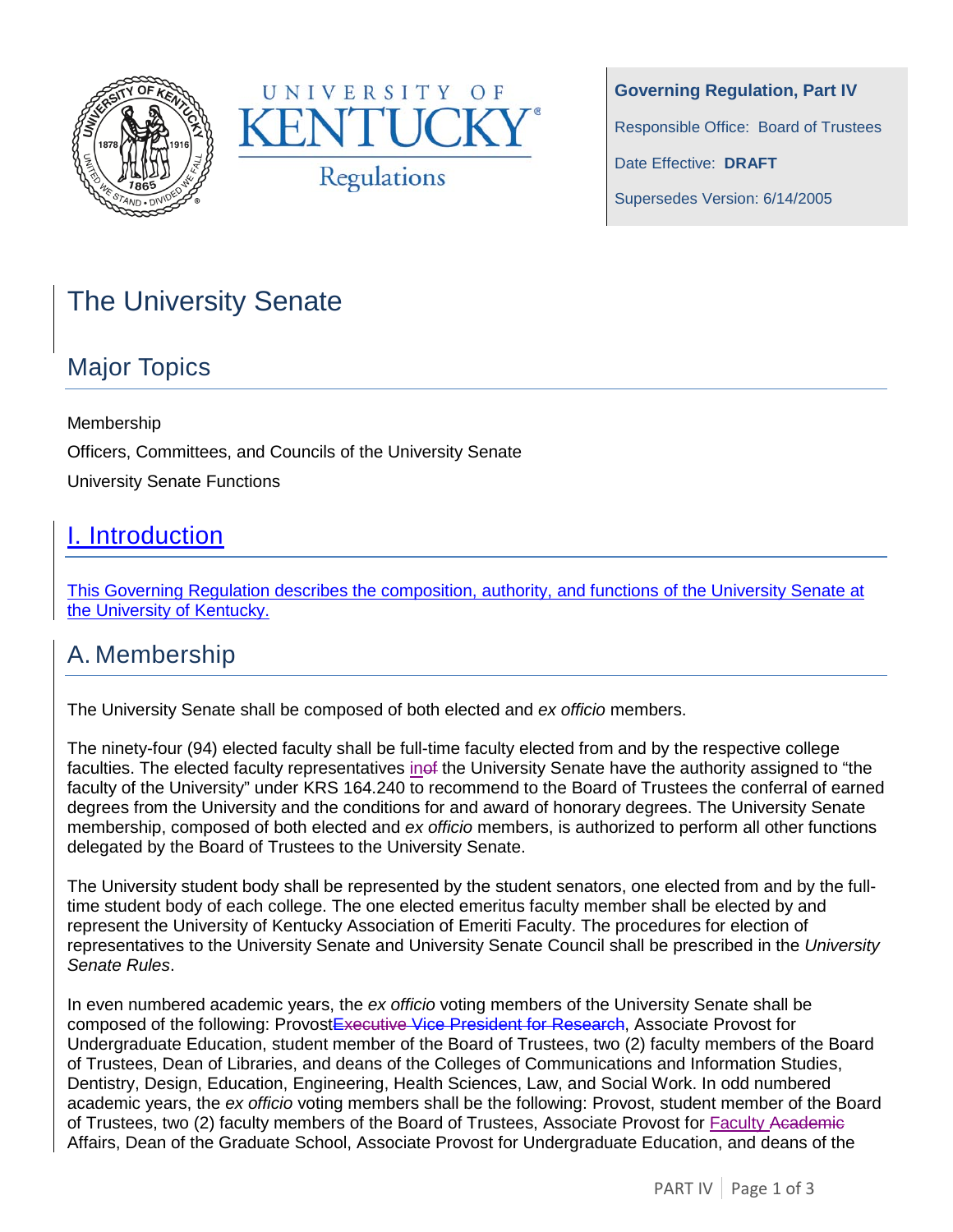**Governing Regulation, Part IV**

Responsible Office: Board of Trustees

Date Effective: **DRAFT**

Supersedes Version: 6/14/2005

# The University Senate

## Major Topics

Membership

Officers, Committees, and Councils of the University Senate

University Senate Functions

## I. Introduction

This Governing Regulation describes the composition, authority, and functions of the University Senate at the University of Kentucky.

## A. Membership

The University Senate shall be composed of both elected and *ex officio* members.

The ninety-four (94) elected faculty shall be full-time faculty elected from and by the respective college faculties. The elected faculty representatives in~~of~~ the University Senate have the authority assigned to "the faculty of the University" under KRS 164.240 to recommend to the Board of Trustees the conferral of earned degrees from the University and the conditions for and award of honorary degrees. The University Senate membership, composed of both elected and *ex officio* members, is authorized to perform all other functions delegated by the Board of Trustees to the University Senate.

The University student body shall be represented by the student senators, one elected from and by the full-time student body of each college. The one elected emeritus faculty member shall be elected by and represent the University of Kentucky Association of Emeriti Faculty. The procedures for election of representatives to the University Senate and University Senate Council shall be prescribed in the *University Senate Rules*.

In even numbered academic years, the *ex officio* voting members of the University Senate shall be composed of the following: Provost~~Executive Vice President for Research~~, Associate Provost for Undergraduate Education, student member of the Board of Trustees, two (2) faculty members of the Board of Trustees, Dean of Libraries, and deans of the Colleges of Communications and Information Studies, Dentistry, Design, Education, Engineering, Health Sciences, Law, and Social Work. In odd numbered academic years, the *ex officio* voting members shall be the following: Provost, student member of the Board of Trustees, two (2) faculty members of the Board of Trustees, Associate Provost for Faculty ~~Academic~~ Affairs, Dean of the Graduate School, Associate Provost for Undergraduate Education, and deans of the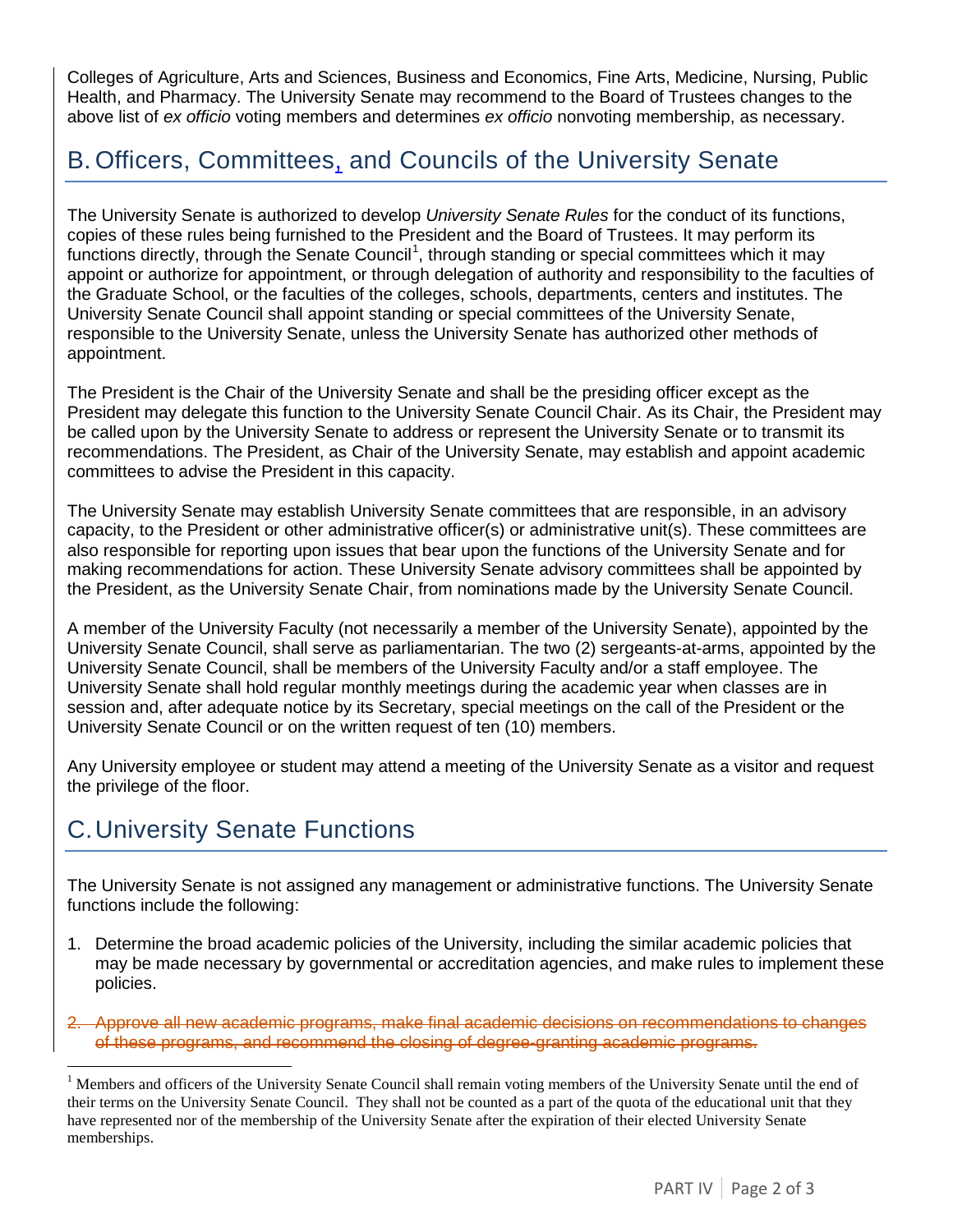Colleges of Agriculture, Arts and Sciences, Business and Economics, Fine Arts, Medicine, Nursing, Public Health, and Pharmacy. The University Senate may recommend to the Board of Trustees changes to the above list of *ex officio* voting members and determines *ex officio* nonvoting membership, as necessary.

## B. Officers, Committees, and Councils of the University Senate

The University Senate is authorized to develop *University Senate Rules* for the conduct of its functions, copies of these rules being furnished to the President and the Board of Trustees. It may perform its functions directly, through the Senate Council[1], through standing or special committees which it may appoint or authorize for appointment, or through delegation of authority and responsibility to the faculties of the Graduate School, or the faculties of the colleges, schools, departments, centers and institutes. The University Senate Council shall appoint standing or special committees of the University Senate, responsible to the University Senate, unless the University Senate has authorized other methods of appointment.

The President is the Chair of the University Senate and shall be the presiding officer except as the President may delegate this function to the University Senate Council Chair. As its Chair, the President may be called upon by the University Senate to address or represent the University Senate or to transmit its recommendations. The President, as Chair of the University Senate, may establish and appoint academic committees to advise the President in this capacity.

The University Senate may establish University Senate committees that are responsible, in an advisory capacity, to the President or other administrative officer(s) or administrative unit(s). These committees are also responsible for reporting upon issues that bear upon the functions of the University Senate and for making recommendations for action. These University Senate advisory committees shall be appointed by the President, as the University Senate Chair, from nominations made by the University Senate Council.

A member of the University Faculty (not necessarily a member of the University Senate), appointed by the University Senate Council, shall serve as parliamentarian. The two (2) sergeants-at-arms, appointed by the University Senate Council, shall be members of the University Faculty and/or a staff employee. The University Senate shall hold regular monthly meetings during the academic year when classes are in session and, after adequate notice by its Secretary, special meetings on the call of the President or the University Senate Council or on the written request of ten (10) members.

Any University employee or student may attend a meeting of the University Senate as a visitor and request the privilege of the floor.

## C. University Senate Functions

The University Senate is not assigned any management or administrative functions. The University Senate functions include the following:

1. Determine the broad academic policies of the University, including the similar academic policies that may be made necessary by governmental or accreditation agencies, and make rules to implement these policies.

2. ~~Approve all new academic programs, make final academic decisions on recommendations to changes of these programs, and recommend the closing of degree-granting academic programs.~~

[1] Members and officers of the University Senate Council shall remain voting members of the University Senate until the end of their terms on the University Senate Council. They shall not be counted as a part of the quota of the educational unit that they have represented nor of the membership of the University Senate after the expiration of their elected University Senate memberships.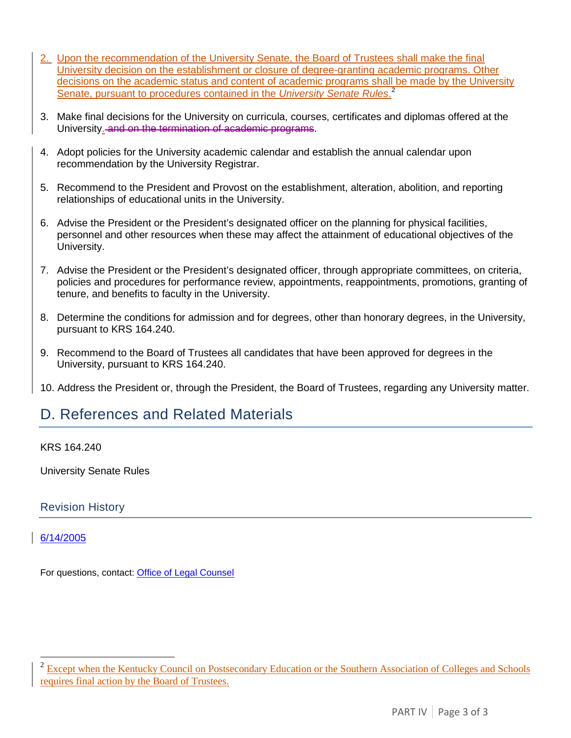2. Upon the recommendation of the University Senate, the Board of Trustees shall make the final University decision on the establishment or closure of degree-granting academic programs. Other decisions on the academic status and content of academic programs shall be made by the University Senate, pursuant to procedures contained in the *University Senate Rules*.[2]

3. Make final decisions for the University on curricula, courses, certificates and diplomas offered at the University. ~~and on the termination of academic programs~~.

4. Adopt policies for the University academic calendar and establish the annual calendar upon recommendation by the University Registrar.

5. Recommend to the President and Provost on the establishment, alteration, abolition, and reporting relationships of educational units in the University.

6. Advise the President or the President's designated officer on the planning for physical facilities, personnel and other resources when these may affect the attainment of educational objectives of the University.

7. Advise the President or the President's designated officer, through appropriate committees, on criteria, policies and procedures for performance review, appointments, reappointments, promotions, granting of tenure, and benefits to faculty in the University.

8. Determine the conditions for admission and for degrees, other than honorary degrees, in the University, pursuant to KRS 164.240.

9. Recommend to the Board of Trustees all candidates that have been approved for degrees in the University, pursuant to KRS 164.240.

10. Address the President or, through the President, the Board of Trustees, regarding any University matter.

## D. References and Related Materials

KRS 164.240

University Senate Rules

### Revision History

6/14/2005

For questions, contact: Office of Legal Counsel

---

[2] Except when the Kentucky Council on Postsecondary Education or the Southern Association of Colleges and Schools requires final action by the Board of Trustees.